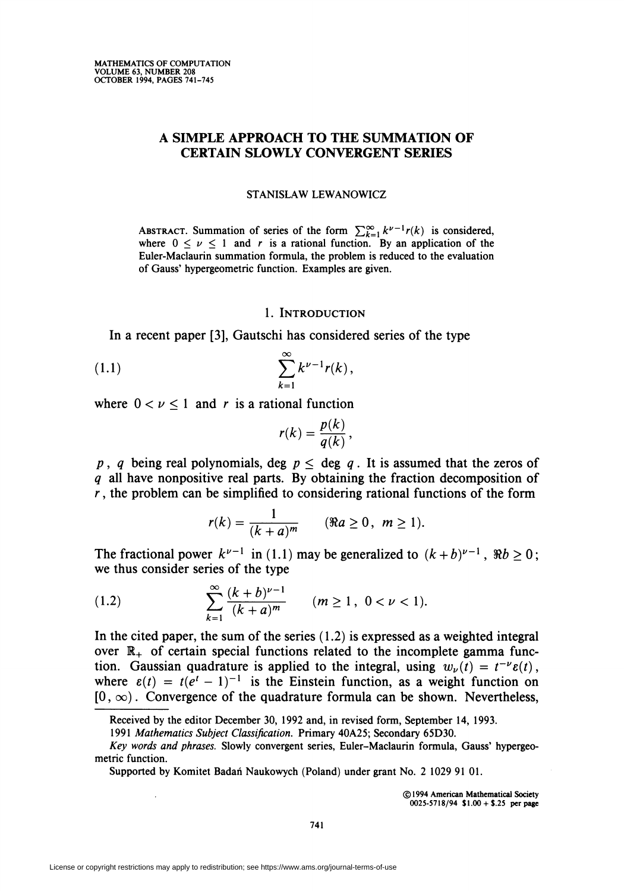MATHEMATICS OF COMPUTATION
VOLUME 63, NUMBER 208
OCTOBER 1994, PAGES 741-745

# A SIMPLE APPROACH TO THE SUMMATION OF CERTAIN SLOWLY CONVERGENT SERIES

STANISLAW LEWANOWICZ

ABSTRACT. Summation of series of the form $\sum_{k=1}^{\infty} k^{\nu-1} r(k)$ is considered, where $0 \le \nu \le 1$ and $r$ is a rational function. By an application of the Euler-Maclaurin summation formula, the problem is reduced to the evaluation of Gauss' hypergeometric function. Examples are given.

## 1. INTRODUCTION

In a recent paper [3], Gautschi has considered series of the type

$$\sum_{k=1}^{\infty} k^{\nu-1} r(k), \tag{1.1}$$

where $0 < \nu \le 1$ and $r$ is a rational function

$$r(k) = \frac{p(k)}{q(k)},$$

$p$, $q$ being real polynomials, $\deg p \le \deg q$. It is assumed that the zeros of $q$ all have nonpositive real parts. By obtaining the fraction decomposition of $r$, the problem can be simplified to considering rational functions of the form

$$r(k) = \frac{1}{(k+a)^m} \qquad (\Re a \ge 0, \ m \ge 1).$$

The fractional power $k^{\nu-1}$ in (1.1) may be generalized to $(k+b)^{\nu-1}$, $\Re b \ge 0$; we thus consider series of the type

$$\sum_{k=1}^{\infty} \frac{(k+b)^{\nu-1}}{(k+a)^m} \qquad (m \ge 1, \ 0 < \nu < 1). \tag{1.2}$$

In the cited paper, the sum of the series (1.2) is expressed as a weighted integral over $\mathbb{R}_+$ of certain special functions related to the incomplete gamma function. Gaussian quadrature is applied to the integral, using $w_\nu(t) = t^{-\nu}\varepsilon(t)$, where $\varepsilon(t) = t(e^t - 1)^{-1}$ is the Einstein function, as a weight function on $[0, \infty)$. Convergence of the quadrature formula can be shown. Nevertheless,

---

Received by the editor December 30, 1992 and, in revised form, September 14, 1993.

1991 *Mathematics Subject Classification*. Primary 40A25; Secondary 65D30.

*Key words and phrases.* Slowly convergent series, Euler-Maclaurin formula, Gauss' hypergeometric function.

Supported by Komitet Badań Naukowych (Poland) under grant No. 2 1029 91 01.

©1994 American Mathematical Society
0025-5718/94 $1.00 + $.25 per page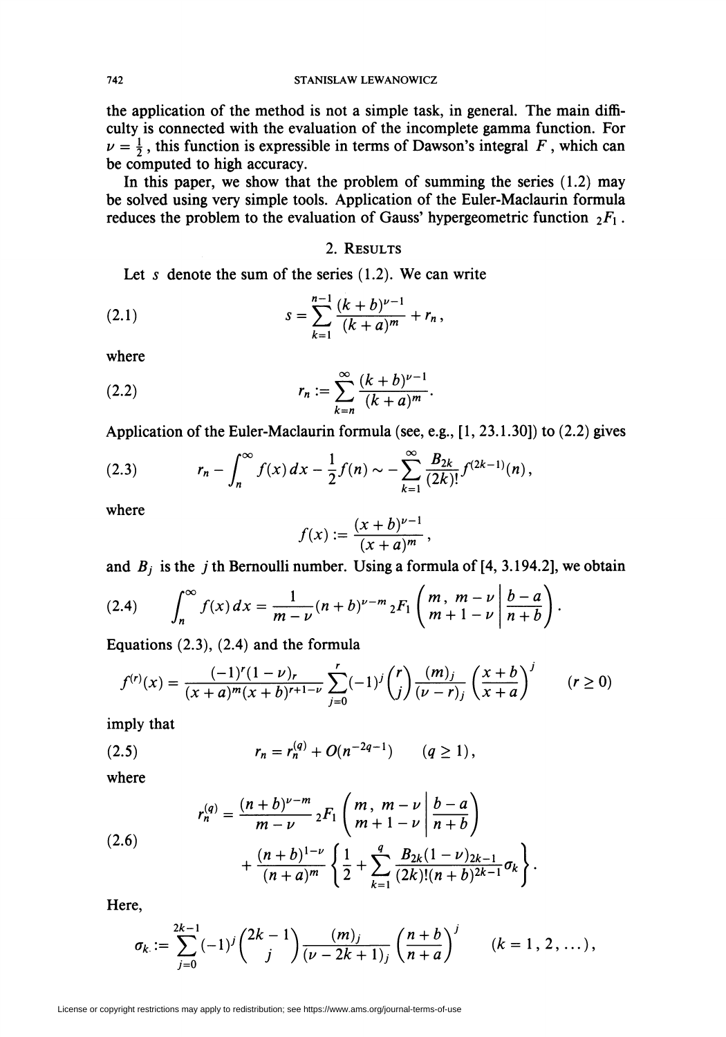the application of the method is not a simple task, in general. The main difficulty is connected with the evaluation of the incomplete gamma function. For $\nu = \frac{1}{2}$, this function is expressible in terms of Dawson's integral $F$, which can be computed to high accuracy.

In this paper, we show that the problem of summing the series (1.2) may be solved using very simple tools. Application of the Euler-Maclaurin formula reduces the problem to the evaluation of Gauss' hypergeometric function ${}_2F_1$.

## 2. Results

Let $s$ denote the sum of the series (1.2). We can write

$$s = \sum_{k=1}^{n-1} \frac{(k+b)^{\nu-1}}{(k+a)^m} + r_n, \tag{2.1}$$

where

$$r_n := \sum_{k=n}^{\infty} \frac{(k+b)^{\nu-1}}{(k+a)^m}. \tag{2.2}$$

Application of the Euler-Maclaurin formula (see, e.g., [1, 23.1.30]) to (2.2) gives

$$r_n - \int_n^\infty f(x)\,dx - \frac{1}{2}f(n) \sim -\sum_{k=1}^{\infty} \frac{B_{2k}}{(2k)!} f^{(2k-1)}(n), \tag{2.3}$$

where

$$f(x) := \frac{(x+b)^{\nu-1}}{(x+a)^m},$$

and $B_j$ is the $j$th Bernoulli number. Using a formula of [4, 3.194.2], we obtain

$$\int_n^\infty f(x)\,dx = \frac{1}{m-\nu}(n+b)^{\nu-m}\,{}_2F_1\left(\left.\begin{matrix} m,\ m-\nu \\ m+1-\nu \end{matrix}\right| \frac{b-a}{n+b}\right). \tag{2.4}$$

Equations (2.3), (2.4) and the formula

$$f^{(r)}(x) = \frac{(-1)^r(1-\nu)_r}{(x+a)^m(x+b)^{r+1-\nu}} \sum_{j=0}^{r} (-1)^j \binom{r}{j} \frac{(m)_j}{(\nu-r)_j} \left(\frac{x+b}{x+a}\right)^j \qquad (r \geq 0)$$

imply that

$$r_n = r_n^{(q)} + O(n^{-2q-1}) \qquad (q \geq 1), \tag{2.5}$$

where

$$\begin{aligned} r_n^{(q)} = {} & \frac{(n+b)^{\nu-m}}{m-\nu}\,{}_2F_1\left(\left.\begin{matrix} m,\ m-\nu \\ m+1-\nu \end{matrix}\right| \frac{b-a}{n+b}\right) \\ & + \frac{(n+b)^{1-\nu}}{(n+a)^m}\left\{\frac{1}{2} + \sum_{k=1}^{q} \frac{B_{2k}(1-\nu)_{2k-1}}{(2k)!(n+b)^{2k-1}}\sigma_k\right\}. \end{aligned} \tag{2.6}$$

Here,

$$\sigma_k := \sum_{j=0}^{2k-1} (-1)^j \binom{2k-1}{j} \frac{(m)_j}{(\nu-2k+1)_j} \left(\frac{n+b}{n+a}\right)^j \qquad (k = 1, 2, \ldots),$$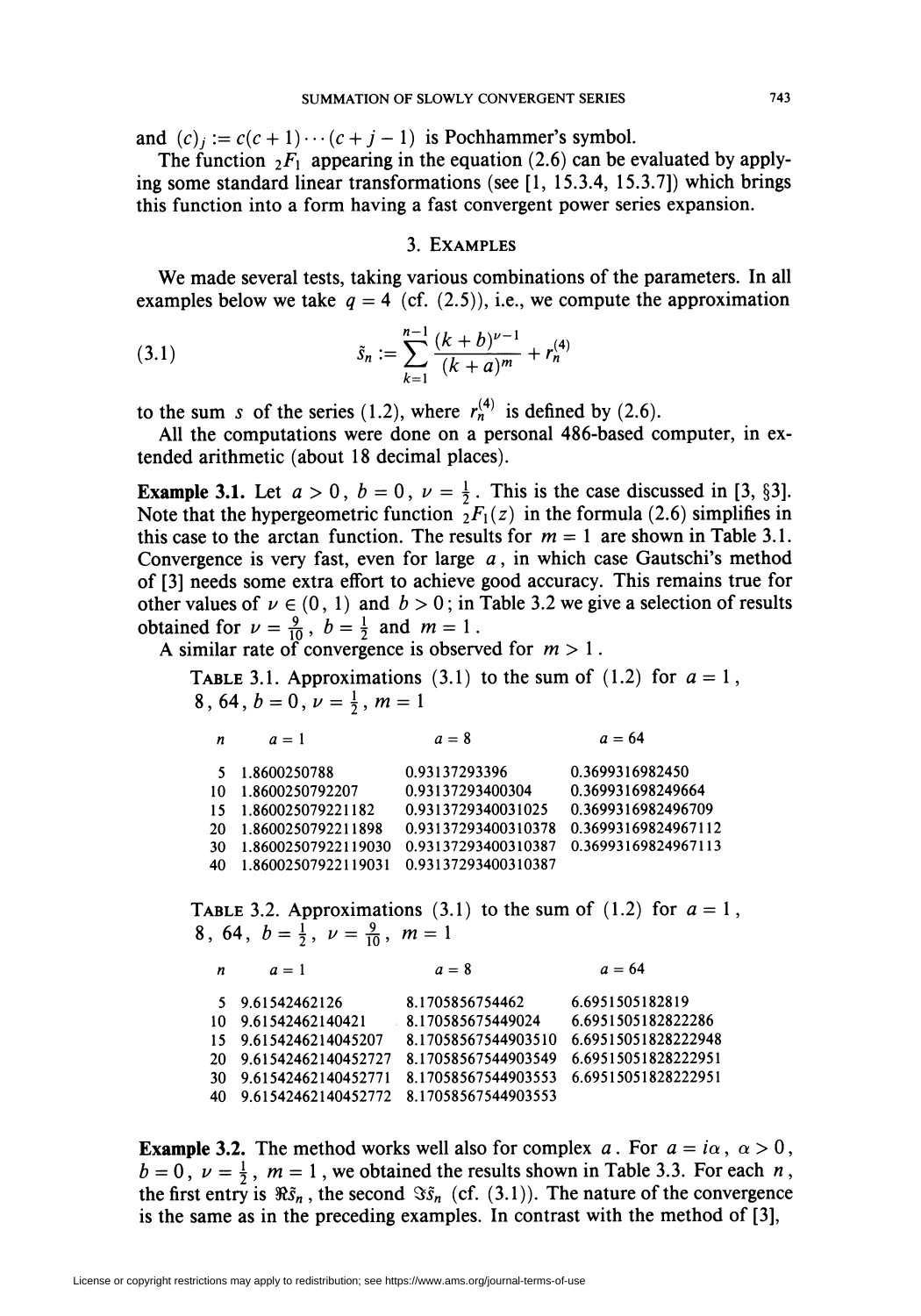and $(c)_j := c(c+1)\cdots(c+j-1)$ is Pochhammer's symbol.

The function ${}_2F_1$ appearing in the equation (2.6) can be evaluated by applying some standard linear transformations (see [1, 15.3.4, 15.3.7]) which brings this function into a form having a fast convergent power series expansion.

## 3. Examples

We made several tests, taking various combinations of the parameters. In all examples below we take $q = 4$ (cf. (2.5)), i.e., we compute the approximation

$$\tilde{s}_n := \sum_{k=1}^{n-1} \frac{(k+b)^{\nu-1}}{(k+a)^m} + r_n^{(4)} \tag{3.1}$$

to the sum $s$ of the series (1.2), where $r_n^{(4)}$ is defined by (2.6).

All the computations were done on a personal 486-based computer, in extended arithmetic (about 18 decimal places).

**Example 3.1.** Let $a > 0$, $b = 0$, $\nu = \frac{1}{2}$. This is the case discussed in [3, §3]. Note that the hypergeometric function ${}_2F_1(z)$ in the formula (2.6) simplifies in this case to the arctan function. The results for $m = 1$ are shown in Table 3.1. Convergence is very fast, even for large $a$, in which case Gautschi's method of [3] needs some extra effort to achieve good accuracy. This remains true for other values of $\nu \in (0, 1)$ and $b > 0$; in Table 3.2 we give a selection of results obtained for $\nu = \frac{9}{10}$, $b = \frac{1}{2}$ and $m = 1$.

A similar rate of convergence is observed for $m > 1$.

Table 3.1. Approximations (3.1) to the sum of (1.2) for $a = 1, 8, 64$, $b = 0$, $\nu = \frac{1}{2}$, $m = 1$

| $n$ | $a = 1$ | $a = 8$ | $a = 64$ |
|---|---|---|---|
| 5 | 1.8600250788 | 0.93137293396 | 0.3699316982450 |
| 10 | 1.8600250792207 | 0.93137293400304 | 0.369931698249664 |
| 15 | 1.860025079221182 | 0.9313729340031025 | 0.3699316982496709 |
| 20 | 1.8600250792211898 | 0.93137293400310378 | 0.36993169824967112 |
| 30 | 1.86002507922119030 | 0.93137293400310387 | 0.36993169824967113 |
| 40 | 1.86002507922119031 | 0.93137293400310387 | |

Table 3.2. Approximations (3.1) to the sum of (1.2) for $a = 1, 8, 64$, $b = \frac{1}{2}$, $\nu = \frac{9}{10}$, $m = 1$

| $n$ | $a = 1$ | $a = 8$ | $a = 64$ |
|---|---|---|---|
| 5 | 9.61542462126 | 8.17058567544 62 | 6.6951505182819 |
| 10 | 9.61542462140421 | 8.170585675449024 | 6.6951505182822286 |
| 15 | 9.6154246214045207 | 8.17058567544903510 | 6.695150518282 22948 |
| 20 | 9.61542462140452727 | 8.17058567544903549 | 6.69515051828222951 |
| 30 | 9.61542462140452771 | 8.17058567544903553 | 6.69515051828222951 |
| 40 | 9.61542462140452772 | 8.17058567544903553 | |

**Example 3.2.** The method works well also for complex $a$. For $a = i\alpha$, $\alpha > 0$, $b = 0$, $\nu = \frac{1}{2}$, $m = 1$, we obtained the results shown in Table 3.3. For each $n$, the first entry is $\Re\tilde{s}_n$, the second $\Im\tilde{s}_n$ (cf. (3.1)). The nature of the convergence is the same as in the preceding examples. In contrast with the method of [3],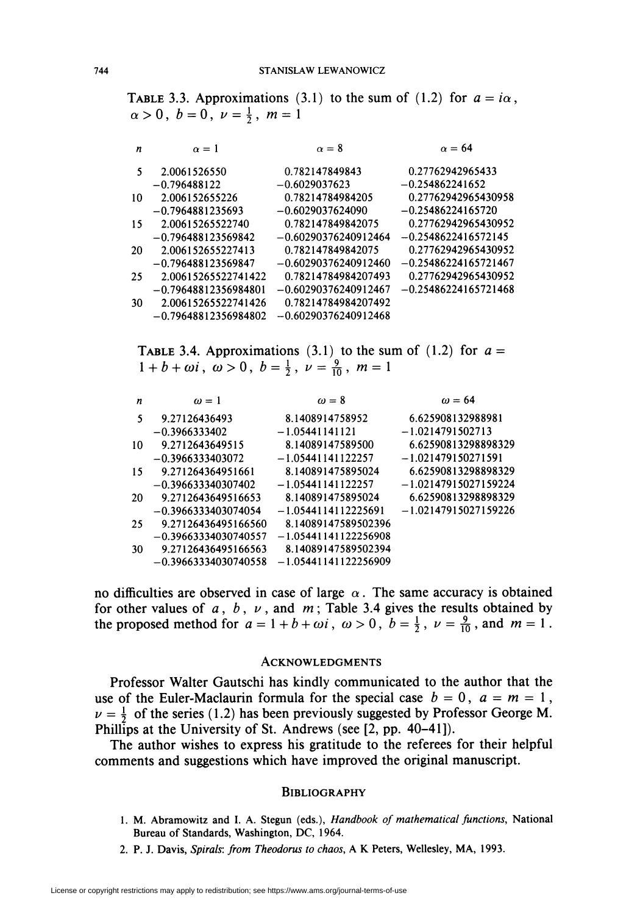**Table 3.3.** Approximations (3.1) to the sum of (1.2) for $a = i\alpha$, $\alpha > 0$, $b = 0$, $\nu = \frac{1}{2}$, $m = 1$

| $n$ | $\alpha = 1$ | $\alpha = 8$ | $\alpha = 64$ |
|---|---|---|---|
| 5 | 2.0061526550 | 0.782147849843 | 0.27762942965433 |
| | −0.796488122 | −0.6029037623 | −0.254862241652 |
| 10 | 2.006152655226 | 0.78214784984205 | 0.27762942965430958 |
| | −0.7964881235693 | −0.6029037624090 | −0.25486224165720 |
| 15 | 2.00615265522740 | 0.782147849842075 | 0.27762942965430952 |
| | −0.796488123569842 | −0.60290376240912464 | −0.2548622416572145 |
| 20 | 2.006152655227413 | 0.782147849842075 | 0.27762942965430952 |
| | −0.796488123569847 | −0.60290376240912460 | −0.25486224165721467 |
| 25 | 2.00615265522741422 | 0.78214784984207493 | 0.27762942965430952 |
| | −0.79648812356984801 | −0.60290376240912467 | −0.25486224165721468 |
| 30 | 2.00615265522741426 | 0.78214784984207492 | |
| | −0.79648812356984802 | −0.60290376240912468 | |

**Table 3.4.** Approximations (3.1) to the sum of (1.2) for $a = 1 + b + \omega i$, $\omega > 0$, $b = \frac{1}{2}$, $\nu = \frac{9}{10}$, $m = 1$

| $n$ | $\omega = 1$ | $\omega = 8$ | $\omega = 64$ |
|---|---|---|---|
| 5 | 9.27126436493 | 8.1408914758952 | 6.625908132988981 |
| | −0.3966333402 | −1.05441141121 | −1.0214791502713 |
| 10 | 9.2712643649515 | 8.14089147589500 | 6.62590813298898329 |
| | −0.3966333403072 | −1.05441141122257 | −1.021479150271591 |
| 15 | 9.271264364951661 | 8.140891475895024 | 6.62590813298898329 |
| | −0.396633340307402 | −1.05441141122257 | −1.02147915027159224 |
| 20 | 9.2712643649516653 | 8.140891475895024 | 6.62590813298898329 |
| | −0.39663334030740​54 | −1.0544114112225691 | −1.02147915027159226 |
| 25 | 9.27126436495166560 | 8.14089147589502396 | |
| | −0.39663334030740557 | −1.05441141122256908 | |
| 30 | 9.27126436495166563 | 8.14089147589502394 | |
| | −0.39663334030740558 | −1.05441141122256909 | |

no difficulties are observed in case of large $\alpha$. The same accuracy is obtained for other values of $a$, $b$, $\nu$, and $m$; Table 3.4 gives the results obtained by the proposed method for $a = 1 + b + \omega i$, $\omega > 0$, $b = \frac{1}{2}$, $\nu = \frac{9}{10}$, and $m = 1$.

## Acknowledgments

Professor Walter Gautschi has kindly communicated to the author that the use of the Euler-Maclaurin formula for the special case $b = 0$, $a = m = 1$, $\nu = \frac{1}{2}$ of the series (1.2) has been previously suggested by Professor George M. Phillips at the University of St. Andrews (see [2, pp. 40–41]).

The author wishes to express his gratitude to the referees for their helpful comments and suggestions which have improved the original manuscript.

## Bibliography

1. M. Abramowitz and I. A. Stegun (eds.), *Handbook of mathematical functions*, National Bureau of Standards, Washington, DC, 1964.
2. P. J. Davis, *Spirals: from Theodorus to chaos*, A K Peters, Wellesley, MA, 1993.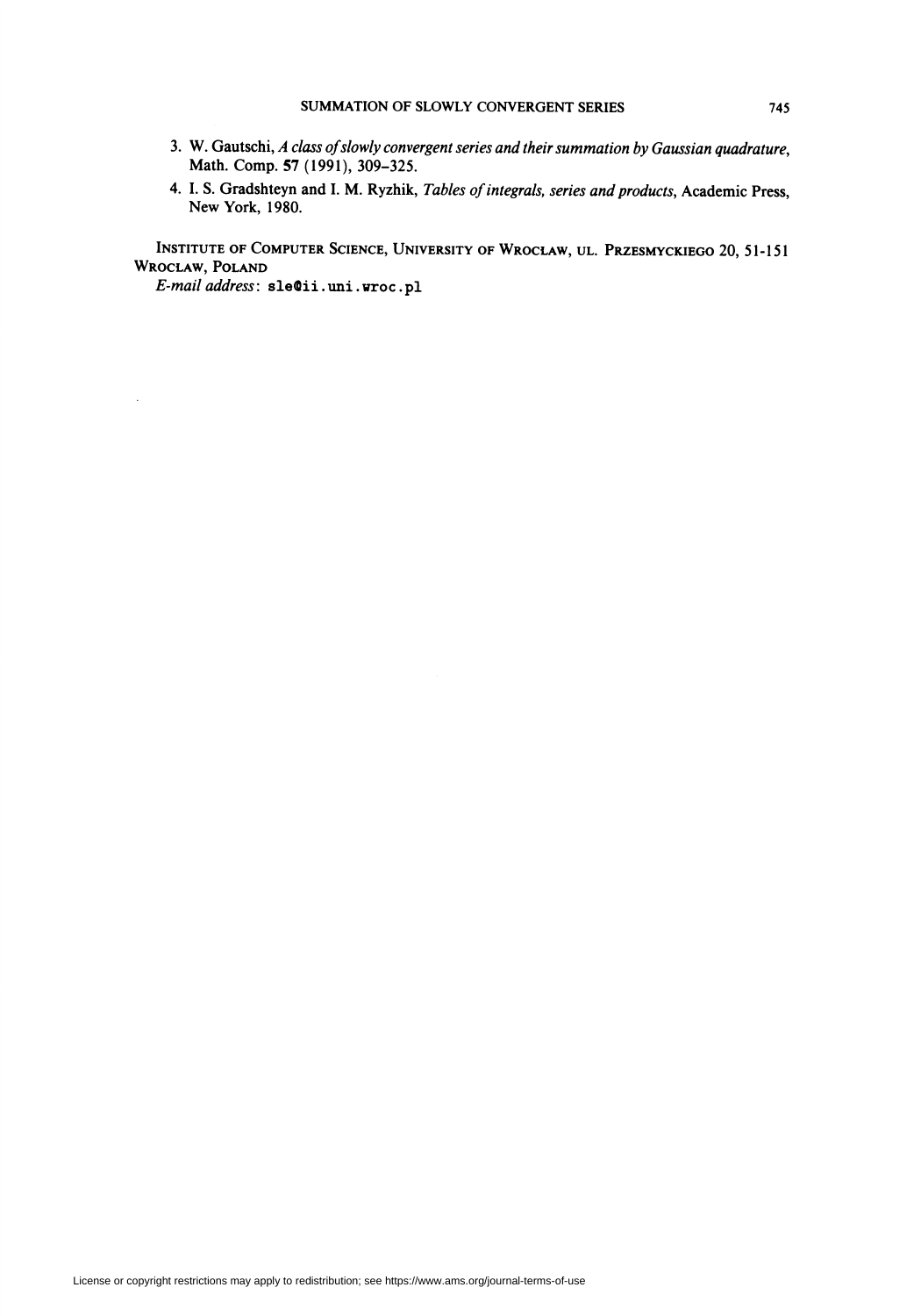3. W. Gautschi, *A class of slowly convergent series and their summation by Gaussian quadrature*, Math. Comp. **57** (1991), 309–325.
4. I. S. Gradshteyn and I. M. Ryzhik, *Tables of integrals, series and products*, Academic Press, New York, 1980.

INSTITUTE OF COMPUTER SCIENCE, UNIVERSITY OF WROCŁAW, UL. PRZESMYCKIEGO 20, 51-151 WROCŁAW, POLAND

*E-mail address*: `sle@ii.uni.wroc.pl`